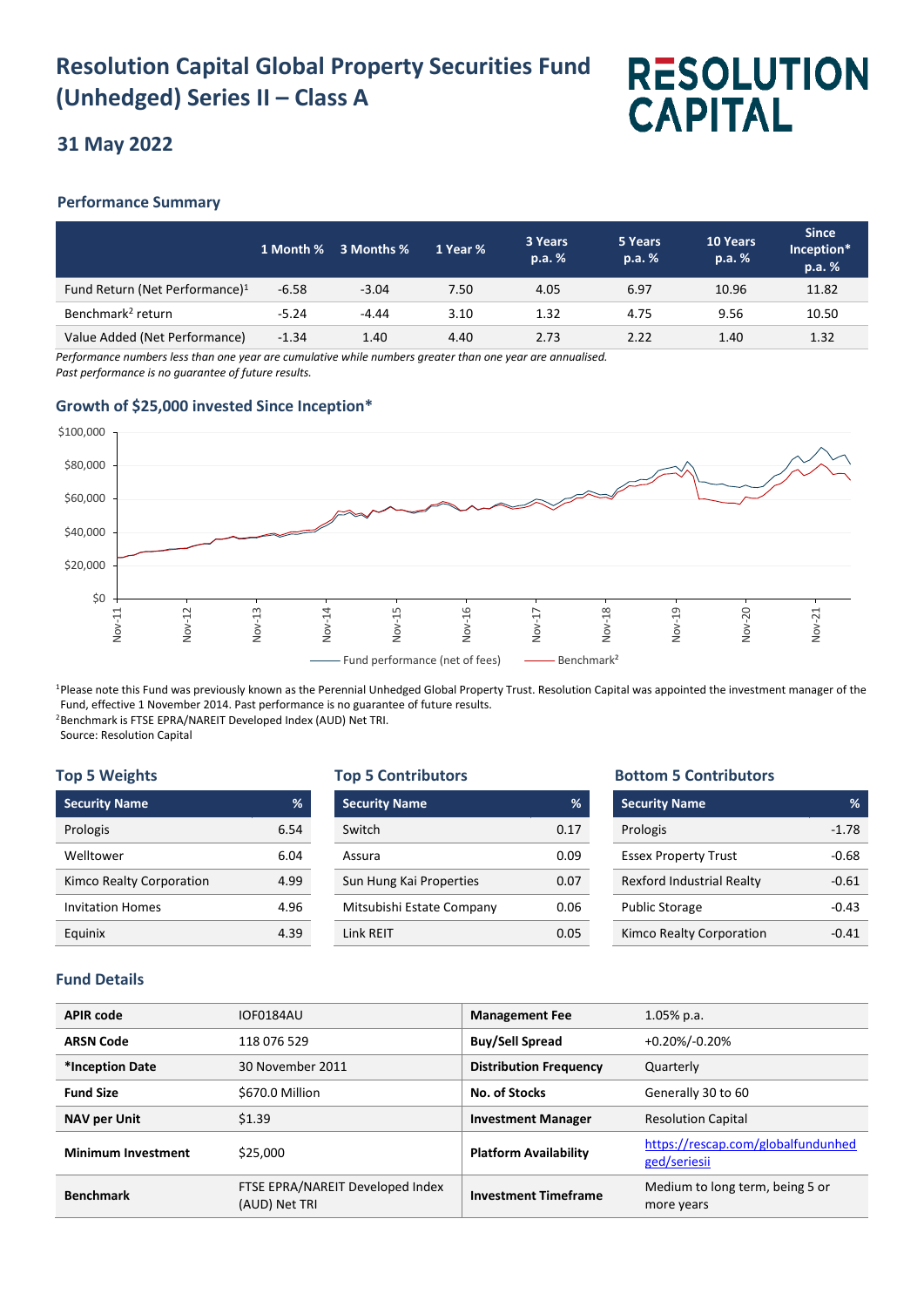# Resolution Capital Global Property Securities Fund (Unhedged) Series II – Class A

RESOLUTION CAPITAL

## 31 May 2022

### Performance Summary

| | 1 Month % | 3 Months % | 1 Year % | 3 Years p.a. % | 5 Years p.a. % | 10 Years p.a. % | Since Inception* p.a. % |
|---|---|---|---|---|---|---|---|
| Fund Return (Net Performance)[1] | -6.58 | -3.04 | 7.50 | 4.05 | 6.97 | 10.96 | 11.82 |
| Benchmark[2] return | -5.24 | -4.44 | 3.10 | 1.32 | 4.75 | 9.56 | 10.50 |
| Value Added (Net Performance) | -1.34 | 1.40 | 4.40 | 2.73 | 2.22 | 1.40 | 1.32 |

*Performance numbers less than one year are cumulative while numbers greater than one year are annualised.*
*Past performance is no guarantee of future results.*

### Growth of $25,000 invested Since Inception*

Fund performance (net of fees) — Benchmark[2]

[1]Please note this Fund was previously known as the Perennial Unhedged Global Property Trust. Resolution Capital was appointed the investment manager of the Fund, effective 1 November 2014. Past performance is no guarantee of future results.
[2]Benchmark is FTSE EPRA/NAREIT Developed Index (AUD) Net TRI.
Source: Resolution Capital

### Top 5 Weights

| Security Name | % |
|---|---|
| Prologis | 6.54 |
| Welltower | 6.04 |
| Kimco Realty Corporation | 4.99 |
| Invitation Homes | 4.96 |
| Equinix | 4.39 |

### Top 5 Contributors

| Security Name | % |
|---|---|
| Switch | 0.17 |
| Assura | 0.09 |
| Sun Hung Kai Properties | 0.07 |
| Mitsubishi Estate Company | 0.06 |
| Link REIT | 0.05 |

### Bottom 5 Contributors

| Security Name | % |
|---|---|
| Prologis | -1.78 |
| Essex Property Trust | -0.68 |
| Rexford Industrial Realty | -0.61 |
| Public Storage | -0.43 |
| Kimco Realty Corporation | -0.41 |

### Fund Details

| | | | |
|---|---|---|---|
| **APIR code** | IOF0184AU | **Management Fee** | 1.05% p.a. |
| **ARSN Code** | 118 076 529 | **Buy/Sell Spread** | +0.20%/-0.20% |
| ***Inception Date** | 30 November 2011 | **Distribution Frequency** | Quarterly |
| **Fund Size** | $670.0 Million | **No. of Stocks** | Generally 30 to 60 |
| **NAV per Unit** | $1.39 | **Investment Manager** | Resolution Capital |
| **Minimum Investment** | $25,000 | **Platform Availability** | https://rescap.com/globalfundunhedged/seriesii |
| **Benchmark** | FTSE EPRA/NAREIT Developed Index (AUD) Net TRI | **Investment Timeframe** | Medium to long term, being 5 or more years |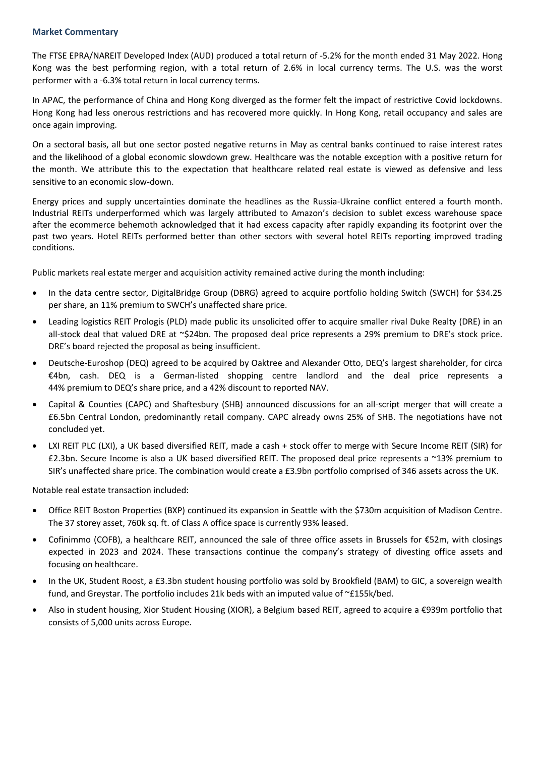## Market Commentary

The FTSE EPRA/NAREIT Developed Index (AUD) produced a total return of -5.2% for the month ended 31 May 2022. Hong Kong was the best performing region, with a total return of 2.6% in local currency terms. The U.S. was the worst performer with a -6.3% total return in local currency terms.

In APAC, the performance of China and Hong Kong diverged as the former felt the impact of restrictive Covid lockdowns. Hong Kong had less onerous restrictions and has recovered more quickly. In Hong Kong, retail occupancy and sales are once again improving.

On a sectoral basis, all but one sector posted negative returns in May as central banks continued to raise interest rates and the likelihood of a global economic slowdown grew. Healthcare was the notable exception with a positive return for the month. We attribute this to the expectation that healthcare related real estate is viewed as defensive and less sensitive to an economic slow-down.

Energy prices and supply uncertainties dominate the headlines as the Russia-Ukraine conflict entered a fourth month. Industrial REITs underperformed which was largely attributed to Amazon's decision to sublet excess warehouse space after the ecommerce behemoth acknowledged that it had excess capacity after rapidly expanding its footprint over the past two years. Hotel REITs performed better than other sectors with several hotel REITs reporting improved trading conditions.

Public markets real estate merger and acquisition activity remained active during the month including:

- In the data centre sector, DigitalBridge Group (DBRG) agreed to acquire portfolio holding Switch (SWCH) for $34.25 per share, an 11% premium to SWCH's unaffected share price.
- Leading logistics REIT Prologis (PLD) made public its unsolicited offer to acquire smaller rival Duke Realty (DRE) in an all-stock deal that valued DRE at ~$24bn. The proposed deal price represents a 29% premium to DRE's stock price. DRE's board rejected the proposal as being insufficient.
- Deutsche-Euroshop (DEQ) agreed to be acquired by Oaktree and Alexander Otto, DEQ's largest shareholder, for circa €4bn, cash. DEQ is a German-listed shopping centre landlord and the deal price represents a 44% premium to DEQ's share price, and a 42% discount to reported NAV.
- Capital & Counties (CAPC) and Shaftesbury (SHB) announced discussions for an all-script merger that will create a £6.5bn Central London, predominantly retail company. CAPC already owns 25% of SHB. The negotiations have not concluded yet.
- LXI REIT PLC (LXI), a UK based diversified REIT, made a cash + stock offer to merge with Secure Income REIT (SIR) for £2.3bn. Secure Income is also a UK based diversified REIT. The proposed deal price represents a ~13% premium to SIR's unaffected share price. The combination would create a £3.9bn portfolio comprised of 346 assets across the UK.

Notable real estate transaction included:

- Office REIT Boston Properties (BXP) continued its expansion in Seattle with the $730m acquisition of Madison Centre. The 37 storey asset, 760k sq. ft. of Class A office space is currently 93% leased.
- Cofinimmo (COFB), a healthcare REIT, announced the sale of three office assets in Brussels for €52m, with closings expected in 2023 and 2024. These transactions continue the company's strategy of divesting office assets and focusing on healthcare.
- In the UK, Student Roost, a £3.3bn student housing portfolio was sold by Brookfield (BAM) to GIC, a sovereign wealth fund, and Greystar. The portfolio includes 21k beds with an imputed value of ~£155k/bed.
- Also in student housing, Xior Student Housing (XIOR), a Belgium based REIT, agreed to acquire a €939m portfolio that consists of 5,000 units across Europe.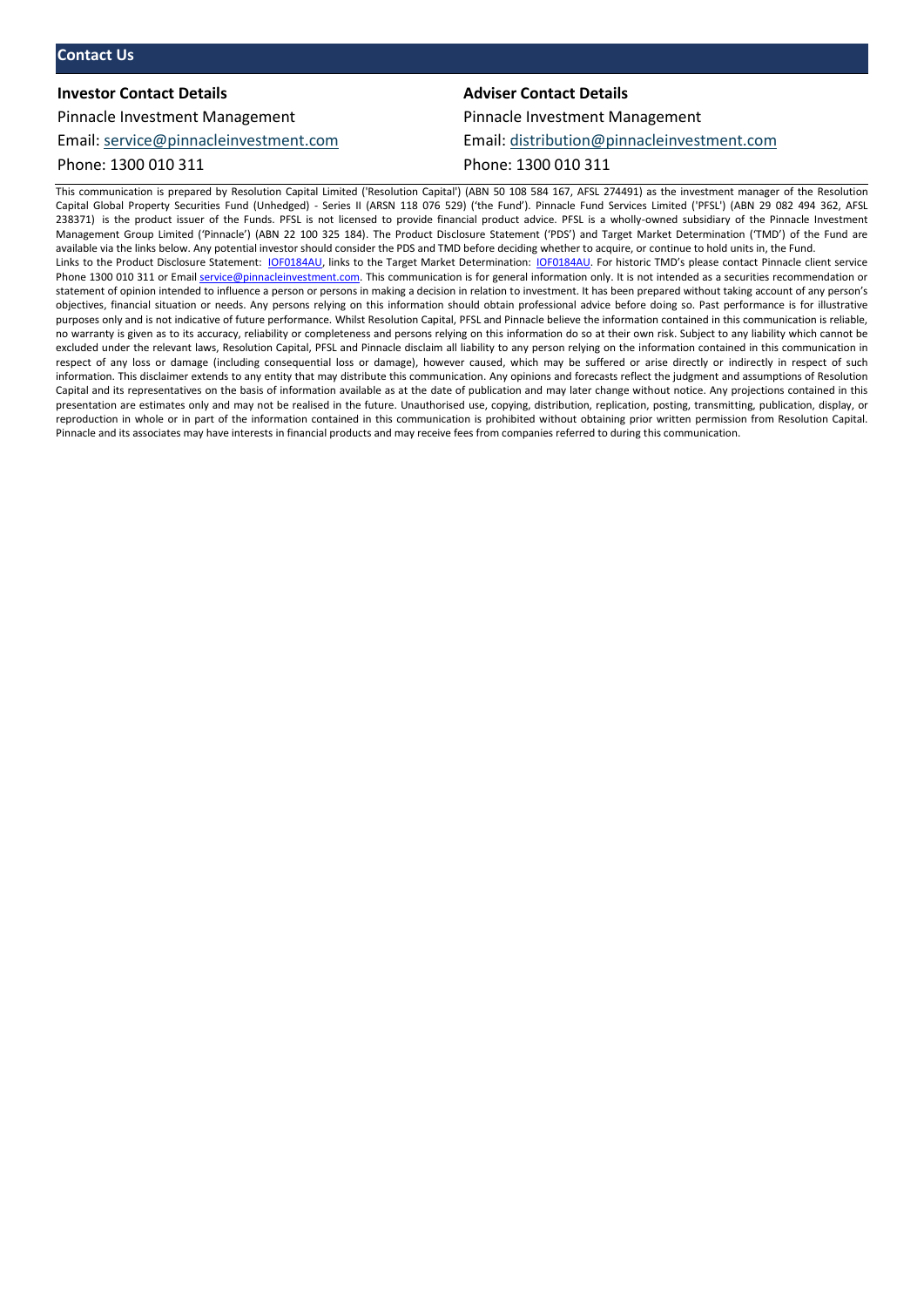## Contact Us

**Investor Contact Details**

Pinnacle Investment Management

Email: service@pinnacleinvestment.com

Phone: 1300 010 311

**Adviser Contact Details**

Pinnacle Investment Management

Email: distribution@pinnacleinvestment.com

Phone: 1300 010 311

This communication is prepared by Resolution Capital Limited ('Resolution Capital') (ABN 50 108 584 167, AFSL 274491) as the investment manager of the Resolution Capital Global Property Securities Fund (Unhedged) - Series II (ARSN 118 076 529) ('the Fund'). Pinnacle Fund Services Limited ('PFSL') (ABN 29 082 494 362, AFSL 238371) is the product issuer of the Funds. PFSL is not licensed to provide financial product advice. PFSL is a wholly-owned subsidiary of the Pinnacle Investment Management Group Limited ('Pinnacle') (ABN 22 100 325 184). The Product Disclosure Statement ('PDS') and Target Market Determination ('TMD') of the Fund are available via the links below. Any potential investor should consider the PDS and TMD before deciding whether to acquire, or continue to hold units in, the Fund.

Links to the Product Disclosure Statement: IOF0184AU, links to the Target Market Determination: IOF0184AU. For historic TMD's please contact Pinnacle client service Phone 1300 010 311 or Email service@pinnacleinvestment.com. This communication is for general information only. It is not intended as a securities recommendation or statement of opinion intended to influence a person or persons in making a decision in relation to investment. It has been prepared without taking account of any person's objectives, financial situation or needs. Any persons relying on this information should obtain professional advice before doing so. Past performance is for illustrative purposes only and is not indicative of future performance. Whilst Resolution Capital, PFSL and Pinnacle believe the information contained in this communication is reliable, no warranty is given as to its accuracy, reliability or completeness and persons relying on this information do so at their own risk. Subject to any liability which cannot be excluded under the relevant laws, Resolution Capital, PFSL and Pinnacle disclaim all liability to any person relying on the information contained in this communication in respect of any loss or damage (including consequential loss or damage), however caused, which may be suffered or arise directly or indirectly in respect of such information. This disclaimer extends to any entity that may distribute this communication. Any opinions and forecasts reflect the judgment and assumptions of Resolution Capital and its representatives on the basis of information available as at the date of publication and may later change without notice. Any projections contained in this presentation are estimates only and may not be realised in the future. Unauthorised use, copying, distribution, replication, posting, transmitting, publication, display, or reproduction in whole or in part of the information contained in this communication is prohibited without obtaining prior written permission from Resolution Capital. Pinnacle and its associates may have interests in financial products and may receive fees from companies referred to during this communication.